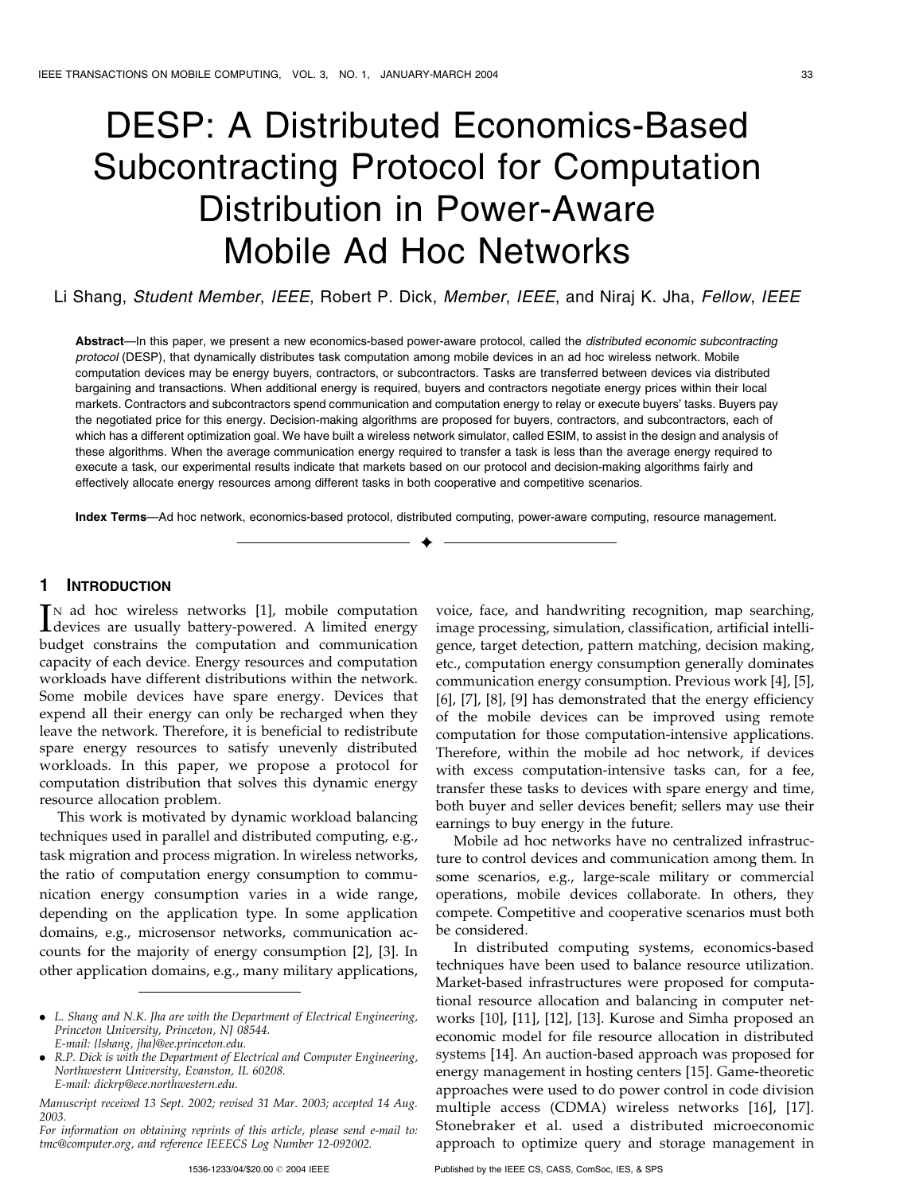# DESP: A Distributed Economics-Based Subcontracting Protocol for Computation Distribution in Power-Aware Mobile Ad Hoc Networks

Li Shang, *Student Member*, *IEEE*, Robert P. Dick, *Member*, *IEEE*, and Niraj K. Jha, *Fellow*, *IEEE*

**Abstract**—In this paper, we present a new economics-based power-aware protocol, called the *distributed economic subcontracting protocol* (DESP), that dynamically distributes task computation among mobile devices in an ad hoc wireless network. Mobile computation devices may be energy buyers, contractors, or subcontractors. Tasks are transferred between devices via distributed bargaining and transactions. When additional energy is required, buyers and contractors negotiate energy prices within their local markets. Contractors and subcontractors spend communication and computation energy to relay or execute buyers' tasks. Buyers pay the negotiated price for this energy. Decision-making algorithms are proposed for buyers, contractors, and subcontractors, each of which has a different optimization goal. We have built a wireless network simulator, called ESIM, to assist in the design and analysis of these algorithms. When the average communication energy required to transfer a task is less than the average energy required to execute a task, our experimental results indicate that markets based on our protocol and decision-making algorithms fairly and effectively allocate energy resources among different tasks in both cooperative and competitive scenarios.

**Index Terms**—Ad hoc network, economics-based protocol, distributed computing, power-aware computing, resource management.

## 1 Introduction

In ad hoc wireless networks [1], mobile computation devices are usually battery-powered. A limited energy budget constrains the computation and communication capacity of each device. Energy resources and computation workloads have different distributions within the network. Some mobile devices have spare energy. Devices that expend all their energy can only be recharged when they leave the network. Therefore, it is beneficial to redistribute spare energy resources to satisfy unevenly distributed workloads. In this paper, we propose a protocol for computation distribution that solves this dynamic energy resource allocation problem.

This work is motivated by dynamic workload balancing techniques used in parallel and distributed computing, e.g., task migration and process migration. In wireless networks, the ratio of computation energy consumption to communication energy consumption varies in a wide range, depending on the application type. In some application domains, e.g., microsensor networks, communication accounts for the majority of energy consumption [2], [3]. In other application domains, e.g., many military applications, voice, face, and handwriting recognition, map searching, image processing, simulation, classification, artificial intelligence, target detection, pattern matching, decision making, etc., computation energy consumption generally dominates communication energy consumption. Previous work [4], [5], [6], [7], [8], [9] has demonstrated that the energy efficiency of the mobile devices can be improved using remote computation for those computation-intensive applications. Therefore, within the mobile ad hoc network, if devices with excess computation-intensive tasks can, for a fee, transfer these tasks to devices with spare energy and time, both buyer and seller devices benefit; sellers may use their earnings to buy energy in the future.

Mobile ad hoc networks have no centralized infrastructure to control devices and communication among them. In some scenarios, e.g., large-scale military or commercial operations, mobile devices collaborate. In others, they compete. Competitive and cooperative scenarios must both be considered.

In distributed computing systems, economics-based techniques have been used to balance resource utilization. Market-based infrastructures were proposed for computational resource allocation and balancing in computer networks [10], [11], [12], [13]. Kurose and Simha proposed an economic model for file resource allocation in distributed systems [14]. An auction-based approach was proposed for energy management in hosting centers [15]. Game-theoretic approaches were used to do power control in code division multiple access (CDMA) wireless networks [16], [17]. Stonebraker et al. used a distributed microeconomic approach to optimize query and storage management in

---

- L. Shang and N.K. Jha are with the Department of Electrical Engineering, Princeton University, Princeton, NJ 08544. E-mail: {lshang, jha}@ee.princeton.edu.
- R.P. Dick is with the Department of Electrical and Computer Engineering, Northwestern University, Evanston, IL 60208. E-mail: dickrp@ece.northwestern.edu.

*Manuscript received 13 Sept. 2002; revised 31 Mar. 2003; accepted 14 Aug. 2003.*

*For information on obtaining reprints of this article, please send e-mail to: tmc@computer.org, and reference IEEECS Log Number 12-092002.*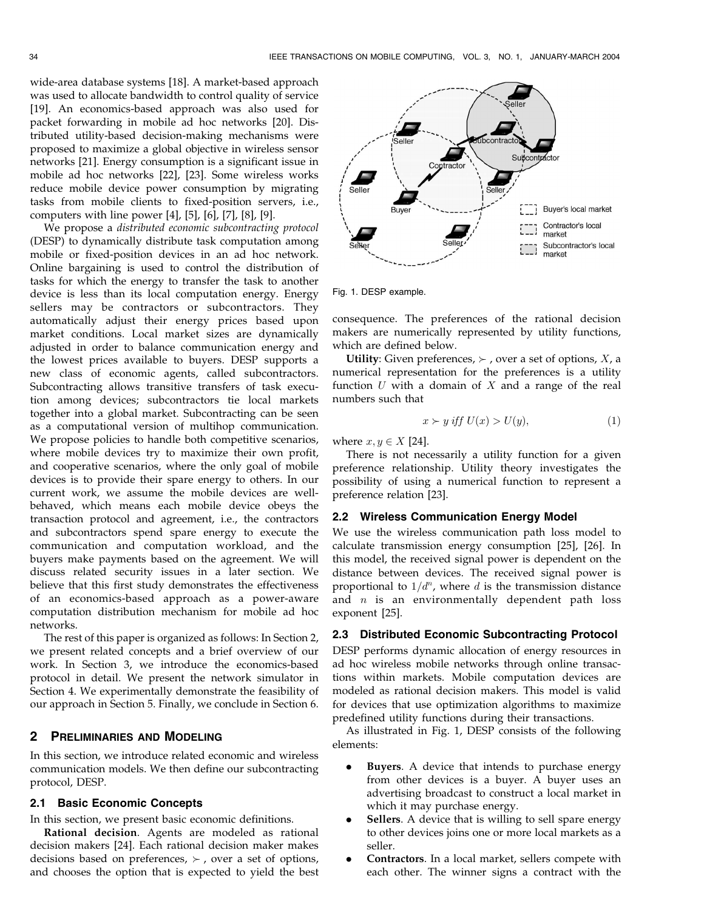wide-area database systems [18]. A market-based approach was used to allocate bandwidth to control quality of service [19]. An economics-based approach was also used for packet forwarding in mobile ad hoc networks [20]. Distributed utility-based decision-making mechanisms were proposed to maximize a global objective in wireless sensor networks [21]. Energy consumption is a significant issue in mobile ad hoc networks [22], [23]. Some wireless works reduce mobile device power consumption by migrating tasks from mobile clients to fixed-position servers, i.e., computers with line power [4], [5], [6], [7], [8], [9].

We propose a *distributed economic subcontracting protocol* (DESP) to dynamically distribute task computation among mobile or fixed-position devices in an ad hoc network. Online bargaining is used to control the distribution of tasks for which the energy to transfer the task to another device is less than its local computation energy. Energy sellers may be contractors or subcontractors. They automatically adjust their energy prices based upon market conditions. Local market sizes are dynamically adjusted in order to balance communication energy and the lowest prices available to buyers. DESP supports a new class of economic agents, called subcontractors. Subcontracting allows transitive transfers of task execution among devices; subcontractors tie local markets together into a global market. Subcontracting can be seen as a computational version of multihop communication. We propose policies to handle both competitive scenarios, where mobile devices try to maximize their own profit, and cooperative scenarios, where the only goal of mobile devices is to provide their spare energy to others. In our current work, we assume the mobile devices are well-behaved, which means each mobile device obeys the transaction protocol and agreement, i.e., the contractors and subcontractors spend spare energy to execute the communication and computation workload, and the buyers make payments based on the agreement. We will discuss related security issues in a later section. We believe that this first study demonstrates the effectiveness of an economics-based approach as a power-aware computation distribution mechanism for mobile ad hoc networks.

The rest of this paper is organized as follows: In Section 2, we present related concepts and a brief overview of our work. In Section 3, we introduce the economics-based protocol in detail. We present the network simulator in Section 4. We experimentally demonstrate the feasibility of our approach in Section 5. Finally, we conclude in Section 6.

## 2 Preliminaries and Modeling

In this section, we introduce related economic and wireless communication models. We then define our subcontracting protocol, DESP.

### 2.1 Basic Economic Concepts

In this section, we present basic economic definitions.

**Rational decision**. Agents are modeled as rational decision makers [24]. Each rational decision maker makes decisions based on preferences, $\succ$, over a set of options, and chooses the option that is expected to yield the best consequence. The preferences of the rational decision makers are numerically represented by utility functions, which are defined below.

**Utility**: Given preferences, $\succ$, over a set of options, $X$, a numerical representation for the preferences is a utility function $U$ with a domain of $X$ and a range of the real numbers such that

$$x \succ y \text{ iff } U(x) > U(y), \tag{1}$$

where $x, y \in X$ [24].

There is not necessarily a utility function for a given preference relationship. Utility theory investigates the possibility of using a numerical function to represent a preference relation [23].

### 2.2 Wireless Communication Energy Model

We use the wireless communication path loss model to calculate transmission energy consumption [25], [26]. In this model, the received signal power is dependent on the distance between devices. The received signal power is proportional to $1/d^n$, where $d$ is the transmission distance and $n$ is an environmentally dependent path loss exponent [25].

### 2.3 Distributed Economic Subcontracting Protocol

DESP performs dynamic allocation of energy resources in ad hoc wireless mobile networks through online transactions within markets. Mobile computation devices are modeled as rational decision makers. This model is valid for devices that use optimization algorithms to maximize predefined utility functions during their transactions.

As illustrated in Fig. 1, DESP consists of the following elements:

- **Buyers**. A device that intends to purchase energy from other devices is a buyer. A buyer uses an advertising broadcast to construct a local market in which it may purchase energy.
- **Sellers**. A device that is willing to sell spare energy to other devices joins one or more local markets as a seller.
- **Contractors**. In a local market, sellers compete with each other. The winner signs a contract with the

Seller
Seller
Subcontractor
Subcontractor
Contractor
Seller
Seller
Buyer
Seller
Seller
Buyer's local market
Contractor's local market
Subcontractor's local market

Fig. 1. DESP example.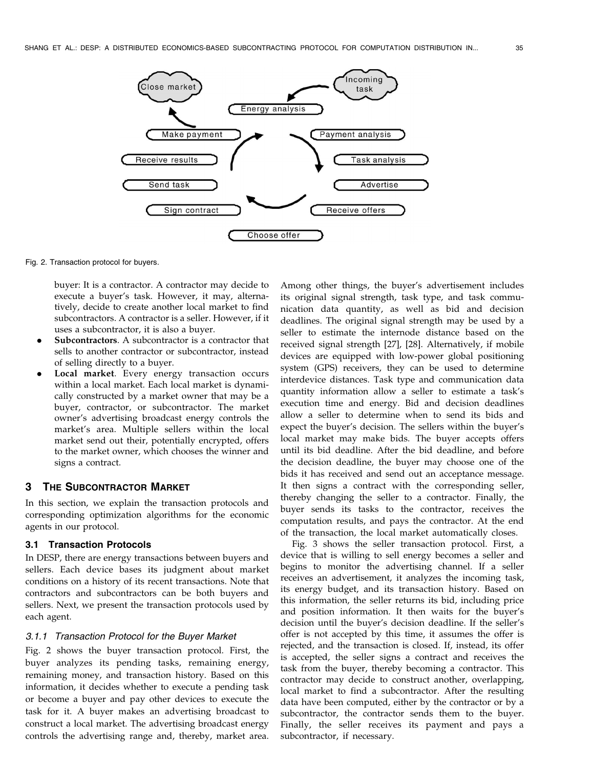Fig. 2. Transaction protocol for buyers.

buyer: It is a contractor. A contractor may decide to execute a buyer's task. However, it may, alternatively, decide to create another local market to find subcontractors. A contractor is a seller. However, if it uses a subcontractor, it is also a buyer.

- **Subcontractors**. A subcontractor is a contractor that sells to another contractor or subcontractor, instead of selling directly to a buyer.
- **Local market**. Every energy transaction occurs within a local market. Each local market is dynamically constructed by a market owner that may be a buyer, contractor, or subcontractor. The market owner's advertising broadcast energy controls the market's area. Multiple sellers within the local market send out their, potentially encrypted, offers to the market owner, which chooses the winner and signs a contract.

## 3 The Subcontractor Market

In this section, we explain the transaction protocols and corresponding optimization algorithms for the economic agents in our protocol.

### 3.1 Transaction Protocols

In DESP, there are energy transactions between buyers and sellers. Each device bases its judgment about market conditions on a history of its recent transactions. Note that contractors and subcontractors can be both buyers and sellers. Next, we present the transaction protocols used by each agent.

#### 3.1.1 Transaction Protocol for the Buyer Market

Fig. 2 shows the buyer transaction protocol. First, the buyer analyzes its pending tasks, remaining energy, remaining money, and transaction history. Based on this information, it decides whether to execute a pending task or become a buyer and pay other devices to execute the task for it. A buyer makes an advertising broadcast to construct a local market. The advertising broadcast energy controls the advertising range and, thereby, market area. Among other things, the buyer's advertisement includes its original signal strength, task type, and task communication data quantity, as well as bid and decision deadlines. The original signal strength may be used by a seller to estimate the internode distance based on the received signal strength [27], [28]. Alternatively, if mobile devices are equipped with low-power global positioning system (GPS) receivers, they can be used to determine interdevice distances. Task type and communication data quantity information allow a seller to estimate a task's execution time and energy. Bid and decision deadlines allow a seller to determine when to send its bids and expect the buyer's decision. The sellers within the buyer's local market may make bids. The buyer accepts offers until its bid deadline. After the bid deadline, and before the decision deadline, the buyer may choose one of the bids it has received and send out an acceptance message. It then signs a contract with the corresponding seller, thereby changing the seller to a contractor. Finally, the buyer sends its tasks to the contractor, receives the computation results, and pays the contractor. At the end of the transaction, the local market automatically closes.

Fig. 3 shows the seller transaction protocol. First, a device that is willing to sell energy becomes a seller and begins to monitor the advertising channel. If a seller receives an advertisement, it analyzes the incoming task, its energy budget, and its transaction history. Based on this information, the seller returns its bid, including price and position information. It then waits for the buyer's decision until the buyer's decision deadline. If the seller's offer is not accepted by this time, it assumes the offer is rejected, and the transaction is closed. If, instead, its offer is accepted, the seller signs a contract and receives the task from the buyer, thereby becoming a contractor. This contractor may decide to construct another, overlapping, local market to find a subcontractor. After the resulting data have been computed, either by the contractor or by a subcontractor, the contractor sends them to the buyer. Finally, the seller receives its payment and pays a subcontractor, if necessary.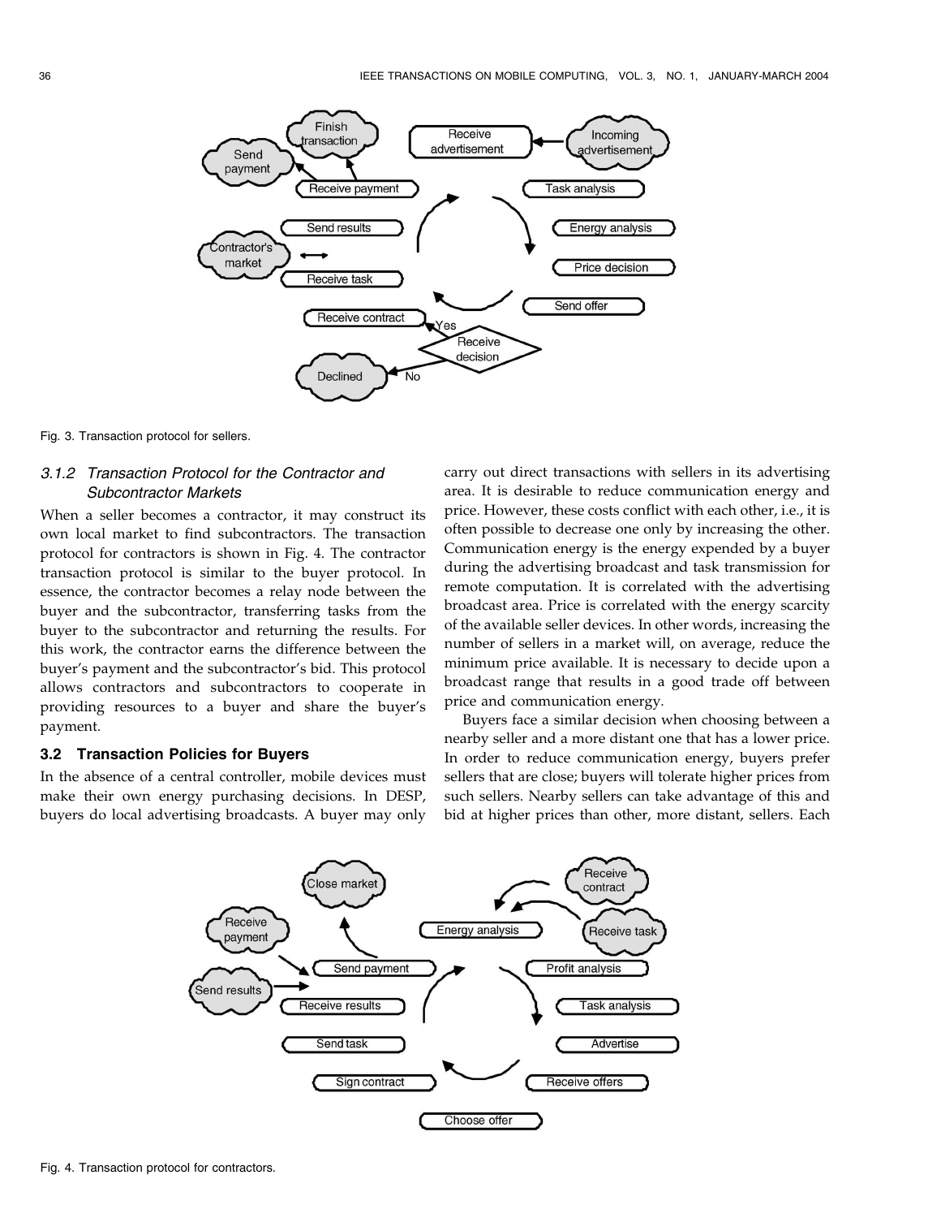Fig. 3. Transaction protocol for sellers.

#### 3.1.2 Transaction Protocol for the Contractor and Subcontractor Markets

When a seller becomes a contractor, it may construct its own local market to find subcontractors. The transaction protocol for contractors is shown in Fig. 4. The contractor transaction protocol is similar to the buyer protocol. In essence, the contractor becomes a relay node between the buyer and the subcontractor, transferring tasks from the buyer to the subcontractor and returning the results. For this work, the contractor earns the difference between the buyer's payment and the subcontractor's bid. This protocol allows contractors and subcontractors to cooperate in providing resources to a buyer and share the buyer's payment.

### 3.2 Transaction Policies for Buyers

In the absence of a central controller, mobile devices must make their own energy purchasing decisions. In DESP, buyers do local advertising broadcasts. A buyer may only carry out direct transactions with sellers in its advertising area. It is desirable to reduce communication energy and price. However, these costs conflict with each other, i.e., it is often possible to decrease one only by increasing the other. Communication energy is the energy expended by a buyer during the advertising broadcast and task transmission for remote computation. It is correlated with the advertising broadcast area. Price is correlated with the energy scarcity of the available seller devices. In other words, increasing the number of sellers in a market will, on average, reduce the minimum price available. It is necessary to decide upon a broadcast range that results in a good trade off between price and communication energy.

Buyers face a similar decision when choosing between a nearby seller and a more distant one that has a lower price. In order to reduce communication energy, buyers prefer sellers that are close; buyers will tolerate higher prices from such sellers. Nearby sellers can take advantage of this and bid at higher prices than other, more distant, sellers. Each

Fig. 4. Transaction protocol for contractors.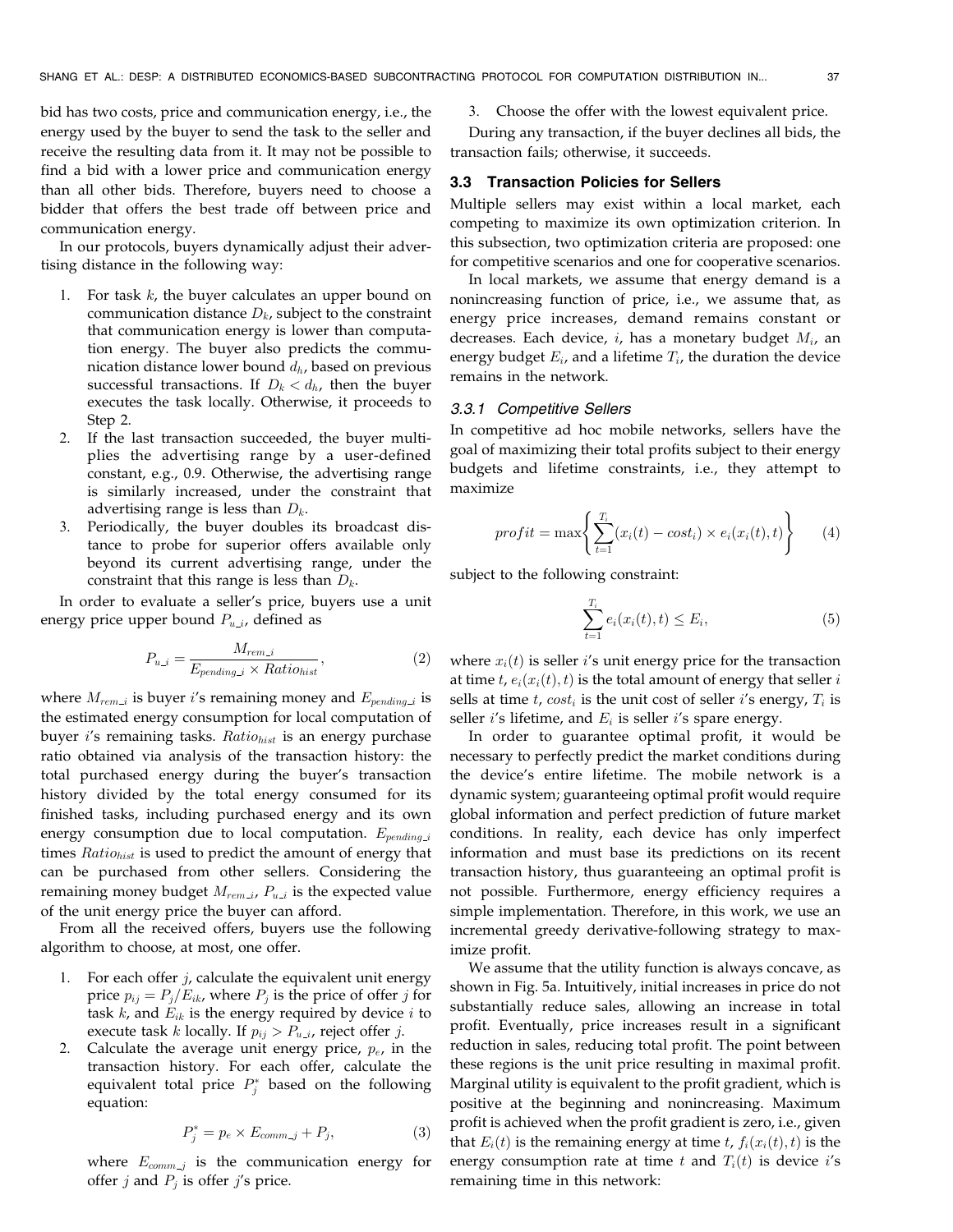bid has two costs, price and communication energy, i.e., the energy used by the buyer to send the task to the seller and receive the resulting data from it. It may not be possible to find a bid with a lower price and communication energy than all other bids. Therefore, buyers need to choose a bidder that offers the best trade off between price and communication energy.

In our protocols, buyers dynamically adjust their advertising distance in the following way:

1. For task $k$, the buyer calculates an upper bound on communication distance $D_k$, subject to the constraint that communication energy is lower than computation energy. The buyer also predicts the communication distance lower bound $d_h$, based on previous successful transactions. If $D_k < d_h$, then the buyer executes the task locally. Otherwise, it proceeds to Step 2.
2. If the last transaction succeeded, the buyer multiplies the advertising range by a user-defined constant, e.g., 0.9. Otherwise, the advertising range is similarly increased, under the constraint that advertising range is less than $D_k$.
3. Periodically, the buyer doubles its broadcast distance to probe for superior offers available only beyond its current advertising range, under the constraint that this range is less than $D_k$.

In order to evaluate a seller's price, buyers use a unit energy price upper bound $P_{u\_i}$, defined as

$$P_{u\_i} = \frac{M_{rem\_i}}{E_{pending\_i} \times Ratio_{hist}}, \tag{2}$$

where $M_{rem\_i}$ is buyer $i$'s remaining money and $E_{pending\_i}$ is the estimated energy consumption for local computation of buyer $i$'s remaining tasks. $Ratio_{hist}$ is an energy purchase ratio obtained via analysis of the transaction history: the total purchased energy during the buyer's transaction history divided by the total energy consumed for its finished tasks, including purchased energy and its own energy consumption due to local computation. $E_{pending\_i}$ times $Ratio_{hist}$ is used to predict the amount of energy that can be purchased from other sellers. Considering the remaining money budget $M_{rem\_i}$, $P_{u\_i}$ is the expected value of the unit energy price the buyer can afford.

From all the received offers, buyers use the following algorithm to choose, at most, one offer.

1. For each offer $j$, calculate the equivalent unit energy price $p_{ij} = P_j / E_{ik}$, where $P_j$ is the price of offer $j$ for task $k$, and $E_{ik}$ is the energy required by device $i$ to execute task $k$ locally. If $p_{ij} > P_{u\_i}$, reject offer $j$.
2. Calculate the average unit energy price, $p_e$, in the transaction history. For each offer, calculate the equivalent total price $P_j^*$ based on the following equation:

$$P_j^* = p_e \times E_{comm\_j} + P_j, \tag{3}$$

where $E_{comm\_j}$ is the communication energy for offer $j$ and $P_j$ is offer $j$'s price.

3. Choose the offer with the lowest equivalent price.

During any transaction, if the buyer declines all bids, the transaction fails; otherwise, it succeeds.

### 3.3 Transaction Policies for Sellers

Multiple sellers may exist within a local market, each competing to maximize its own optimization criterion. In this subsection, two optimization criteria are proposed: one for competitive scenarios and one for cooperative scenarios.

In local markets, we assume that energy demand is a nonincreasing function of price, i.e., we assume that, as energy price increases, demand remains constant or decreases. Each device, $i$, has a monetary budget $M_i$, an energy budget $E_i$, and a lifetime $T_i$, the duration the device remains in the network.

#### 3.3.1 Competitive Sellers

In competitive ad hoc mobile networks, sellers have the goal of maximizing their total profits subject to their energy budgets and lifetime constraints, i.e., they attempt to maximize

$$profit = \max\left\{\sum_{t=1}^{T_i} (x_i(t) - cost_i) \times e_i(x_i(t), t)\right\} \tag{4}$$

subject to the following constraint:

$$\sum_{t=1}^{T_i} e_i(x_i(t), t) \leq E_i, \tag{5}$$

where $x_i(t)$ is seller $i$'s unit energy price for the transaction at time $t$, $e_i(x_i(t), t)$ is the total amount of energy that seller $i$ sells at time $t$, $cost_i$ is the unit cost of seller $i$'s energy, $T_i$ is seller $i$'s lifetime, and $E_i$ is seller $i$'s spare energy.

In order to guarantee optimal profit, it would be necessary to perfectly predict the market conditions during the device's entire lifetime. The mobile network is a dynamic system; guaranteeing optimal profit would require global information and perfect prediction of future market conditions. In reality, each device has only imperfect information and must base its predictions on its recent transaction history, thus guaranteeing an optimal profit is not possible. Furthermore, energy efficiency requires a simple implementation. Therefore, in this work, we use an incremental greedy derivative-following strategy to maximize profit.

We assume that the utility function is always concave, as shown in Fig. 5a. Intuitively, initial increases in price do not substantially reduce sales, allowing an increase in total profit. Eventually, price increases result in a significant reduction in sales, reducing total profit. The point between these regions is the unit price resulting in maximal profit. Marginal utility is equivalent to the profit gradient, which is positive at the beginning and nonincreasing. Maximum profit is achieved when the profit gradient is zero, i.e., given that $E_i(t)$ is the remaining energy at time $t$, $f_i(x_i(t), t)$ is the energy consumption rate at time $t$ and $T_i(t)$ is device $i$'s remaining time in this network: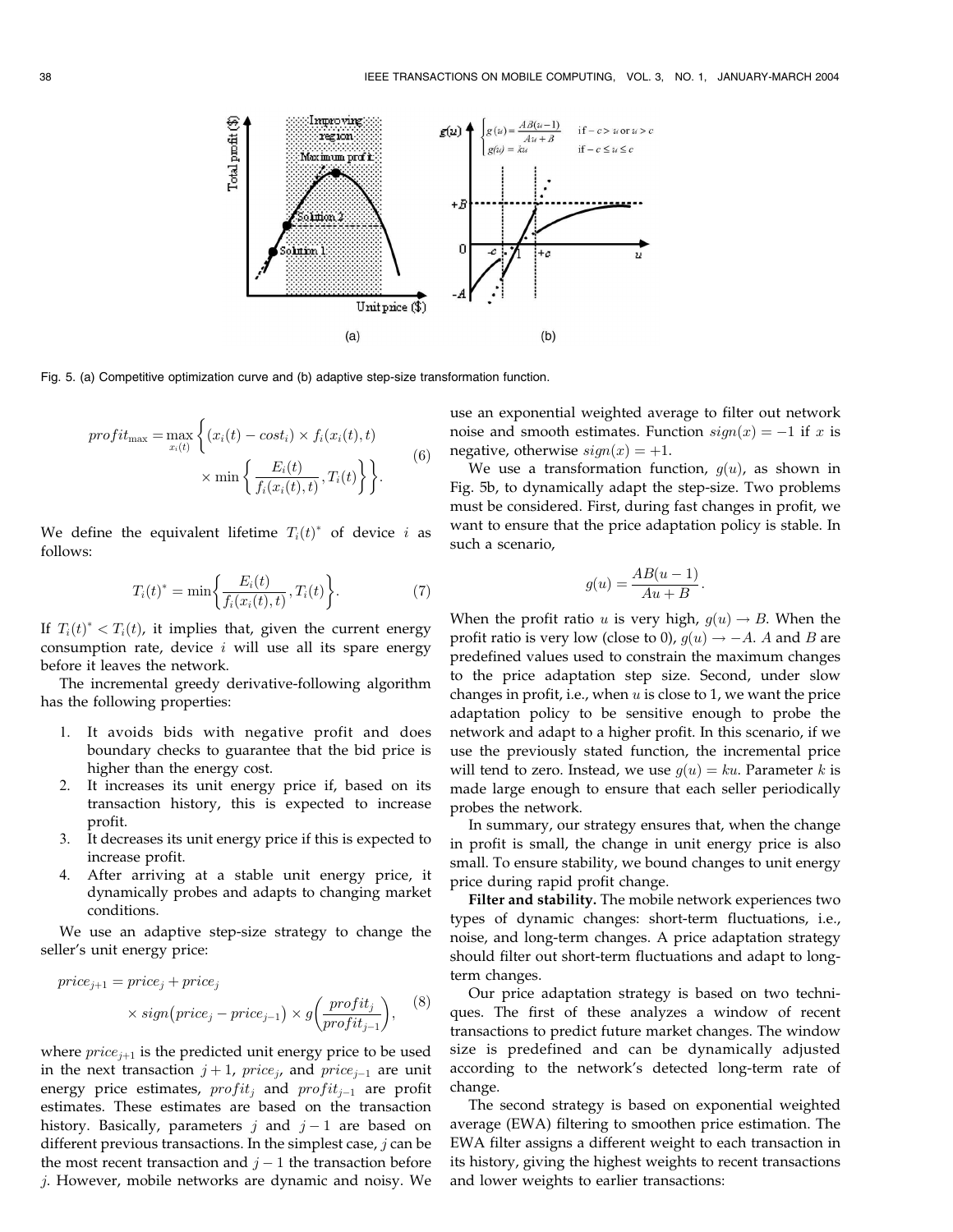Fig. 5. (a) Competitive optimization curve and (b) adaptive step-size transformation function.

$$profit_{\max} = \max_{x_i(t)} \left\{ (x_i(t) - cost_i) \times f_i(x_i(t), t) \times \min \left\{ \frac{E_i(t)}{f_i(x_i(t), t)}, T_i(t) \right\} \right\}. \quad (6)$$

We define the equivalent lifetime $T_i(t)^*$ of device $i$ as follows:

$$T_i(t)^* = \min \left\{ \frac{E_i(t)}{f_i(x_i(t), t)}, T_i(t) \right\}. \quad (7)$$

If $T_i(t)^* < T_i(t)$, it implies that, given the current energy consumption rate, device $i$ will use all its spare energy before it leaves the network.

The incremental greedy derivative-following algorithm has the following properties:

1. It avoids bids with negative profit and does boundary checks to guarantee that the bid price is higher than the energy cost.
2. It increases its unit energy price if, based on its transaction history, this is expected to increase profit.
3. It decreases its unit energy price if this is expected to increase profit.
4. After arriving at a stable unit energy price, it dynamically probes and adapts to changing market conditions.

We use an adaptive step-size strategy to change the seller's unit energy price:

$$price_{j+1} = price_j + price_j \times sign(price_j - price_{j-1}) \times g\left(\frac{profit_j}{profit_{j-1}}\right), \quad (8)$$

where $price_{j+1}$ is the predicted unit energy price to be used in the next transaction $j+1$, $price_j$, and $price_{j-1}$ are unit energy price estimates, $profit_j$ and $profit_{j-1}$ are profit estimates. These estimates are based on the transaction history. Basically, parameters $j$ and $j-1$ are based on different previous transactions. In the simplest case, $j$ can be the most recent transaction and $j-1$ the transaction before $j$. However, mobile networks are dynamic and noisy. We use an exponential weighted average to filter out network noise and smooth estimates. Function $sign(x) = -1$ if $x$ is negative, otherwise $sign(x) = +1$.

We use a transformation function, $g(u)$, as shown in Fig. 5b, to dynamically adapt the step-size. Two problems must be considered. First, during fast changes in profit, we want to ensure that the price adaptation policy is stable. In such a scenario,

$$g(u) = \frac{AB(u-1)}{Au + B}.$$

When the profit ratio $u$ is very high, $g(u) \to B$. When the profit ratio is very low (close to 0), $g(u) \to -A$. $A$ and $B$ are predefined values used to constrain the maximum changes to the price adaptation step size. Second, under slow changes in profit, i.e., when $u$ is close to 1, we want the price adaptation policy to be sensitive enough to probe the network and adapt to a higher profit. In this scenario, if we use the previously stated function, the incremental price will tend to zero. Instead, we use $g(u) = ku$. Parameter $k$ is made large enough to ensure that each seller periodically probes the network.

In summary, our strategy ensures that, when the change in profit is small, the change in unit energy price is also small. To ensure stability, we bound changes to unit energy price during rapid profit change.

**Filter and stability.** The mobile network experiences two types of dynamic changes: short-term fluctuations, i.e., noise, and long-term changes. A price adaptation strategy should filter out short-term fluctuations and adapt to long-term changes.

Our price adaptation strategy is based on two techniques. The first of these analyzes a window of recent transactions to predict future market changes. The window size is predefined and can be dynamically adjusted according to the network's detected long-term rate of change.

The second strategy is based on exponential weighted average (EWA) filtering to smoothen price estimation. The EWA filter assigns a different weight to each transaction in its history, giving the highest weights to recent transactions and lower weights to earlier transactions: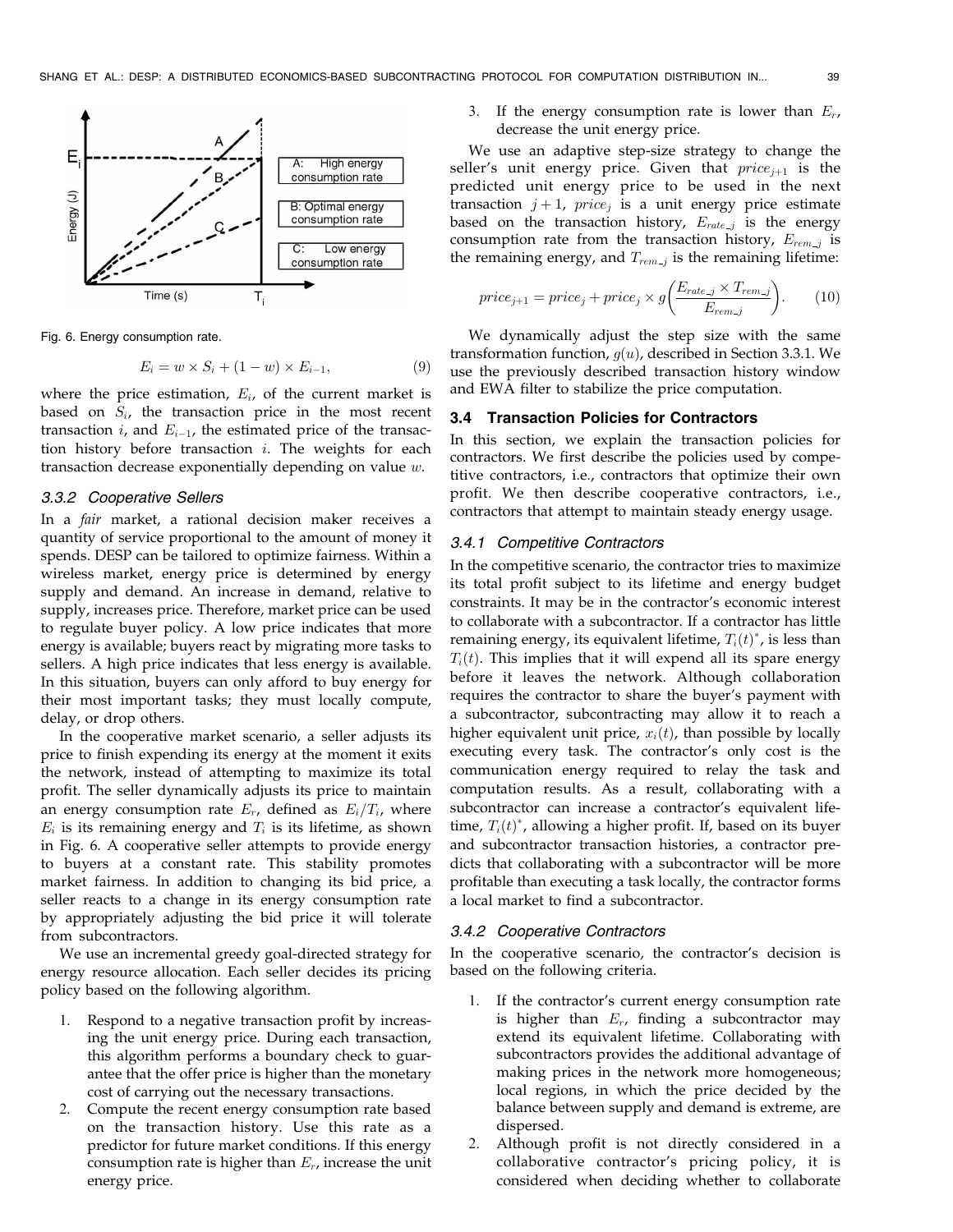Fig. 6. Energy consumption rate.

$$E_i = w \times S_i + (1 - w) \times E_{i-1}, \tag{9}$$

where the price estimation, $E_i$, of the current market is based on $S_i$, the transaction price in the most recent transaction $i$, and $E_{i-1}$, the estimated price of the transaction history before transaction $i$. The weights for each transaction decrease exponentially depending on value $w$.

### 3.3.2 Cooperative Sellers

In a *fair* market, a rational decision maker receives a quantity of service proportional to the amount of money it spends. DESP can be tailored to optimize fairness. Within a wireless market, energy price is determined by energy supply and demand. An increase in demand, relative to supply, increases price. Therefore, market price can be used to regulate buyer policy. A low price indicates that more energy is available; buyers react by migrating more tasks to sellers. A high price indicates that less energy is available. In this situation, buyers can only afford to buy energy for their most important tasks; they must locally compute, delay, or drop others.

In the cooperative market scenario, a seller adjusts its price to finish expending its energy at the moment it exits the network, instead of attempting to maximize its total profit. The seller dynamically adjusts its price to maintain an energy consumption rate $E_r$, defined as $E_i/T_i$, where $E_i$ is its remaining energy and $T_i$ is its lifetime, as shown in Fig. 6. A cooperative seller attempts to provide energy to buyers at a constant rate. This stability promotes market fairness. In addition to changing its bid price, a seller reacts to a change in its energy consumption rate by appropriately adjusting the bid price it will tolerate from subcontractors.

We use an incremental greedy goal-directed strategy for energy resource allocation. Each seller decides its pricing policy based on the following algorithm.

1. Respond to a negative transaction profit by increasing the unit energy price. During each transaction, this algorithm performs a boundary check to guarantee that the offer price is higher than the monetary cost of carrying out the necessary transactions.
2. Compute the recent energy consumption rate based on the transaction history. Use this rate as a predictor for future market conditions. If this energy consumption rate is higher than $E_r$, increase the unit energy price.
3. If the energy consumption rate is lower than $E_r$, decrease the unit energy price.

We use an adaptive step-size strategy to change the seller's unit energy price. Given that $price_{j+1}$ is the predicted unit energy price to be used in the next transaction $j+1$, $price_j$ is a unit energy price estimate based on the transaction history, $E_{rate\_j}$ is the energy consumption rate from the transaction history, $E_{rem\_j}$ is the remaining energy, and $T_{rem\_j}$ is the remaining lifetime:

$$price_{j+1} = price_j + price_j \times g\left(\frac{E_{rate\_j} \times T_{rem\_j}}{E_{rem\_j}}\right). \tag{10}$$

We dynamically adjust the step size with the same transformation function, $g(u)$, described in Section 3.3.1. We use the previously described transaction history window and EWA filter to stabilize the price computation.

## 3.4 Transaction Policies for Contractors

In this section, we explain the transaction policies for contractors. We first describe the policies used by competitive contractors, i.e., contractors that optimize their own profit. We then describe cooperative contractors, i.e., contractors that attempt to maintain steady energy usage.

### 3.4.1 Competitive Contractors

In the competitive scenario, the contractor tries to maximize its total profit subject to its lifetime and energy budget constraints. It may be in the contractor's economic interest to collaborate with a subcontractor. If a contractor has little remaining energy, its equivalent lifetime, $T_i(t)^*$, is less than $T_i(t)$. This implies that it will expend all its spare energy before it leaves the network. Although collaboration requires the contractor to share the buyer's payment with a subcontractor, subcontracting may allow it to reach a higher equivalent unit price, $x_i(t)$, than possible by locally executing every task. The contractor's only cost is the communication energy required to relay the task and computation results. As a result, collaborating with a subcontractor can increase a contractor's equivalent lifetime, $T_i(t)^*$, allowing a higher profit. If, based on its buyer and subcontractor transaction histories, a contractor predicts that collaborating with a subcontractor will be more profitable than executing a task locally, the contractor forms a local market to find a subcontractor.

### 3.4.2 Cooperative Contractors

In the cooperative scenario, the contractor's decision is based on the following criteria.

1. If the contractor's current energy consumption rate is higher than $E_r$, finding a subcontractor may extend its equivalent lifetime. Collaborating with subcontractors provides the additional advantage of making prices in the network more homogeneous; local regions, in which the price decided by the balance between supply and demand is extreme, are dispersed.
2. Although profit is not directly considered in a collaborative contractor's pricing policy, it is considered when deciding whether to collaborate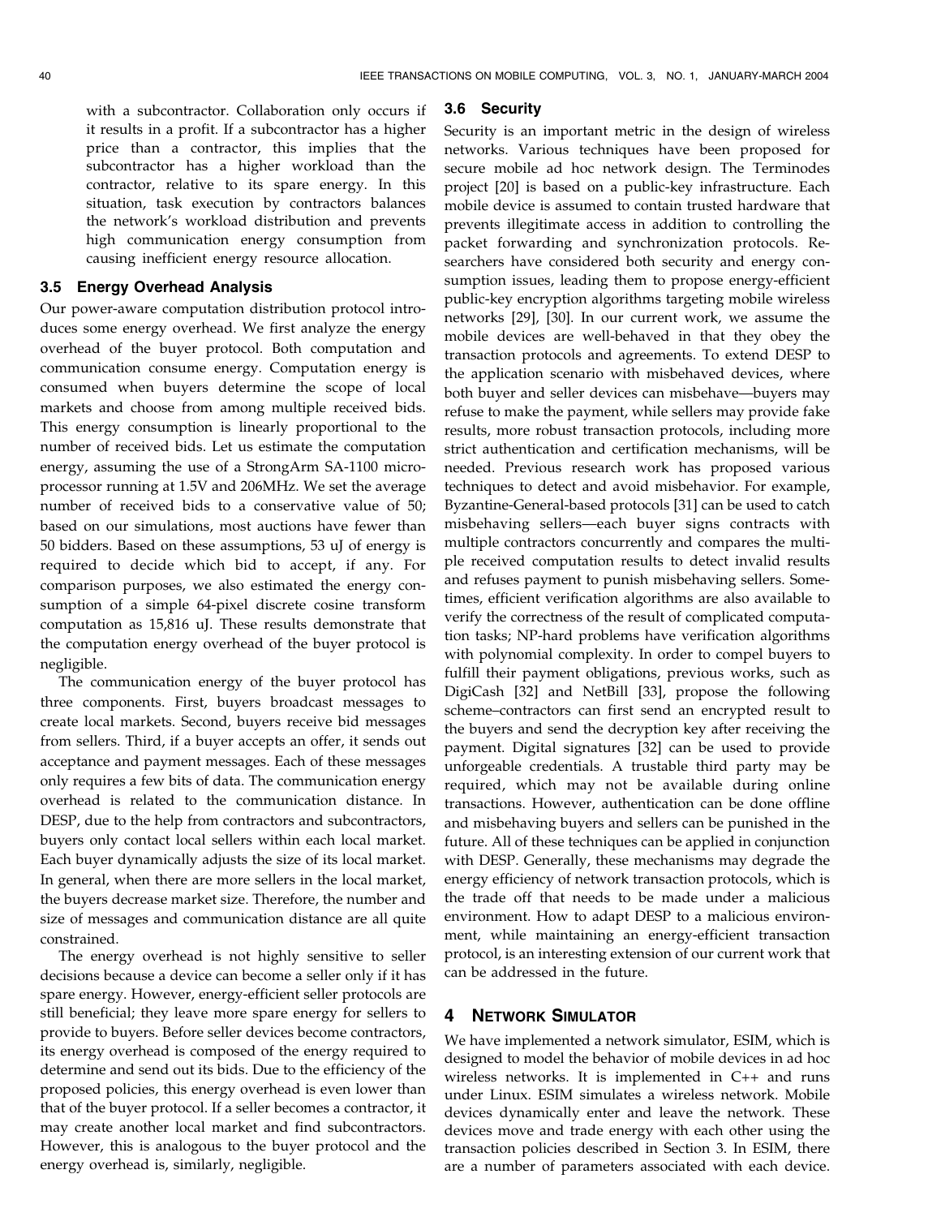with a subcontractor. Collaboration only occurs if it results in a profit. If a subcontractor has a higher price than a contractor, this implies that the subcontractor has a higher workload than the contractor, relative to its spare energy. In this situation, task execution by contractors balances the network's workload distribution and prevents high communication energy consumption from causing inefficient energy resource allocation.

### 3.5 Energy Overhead Analysis

Our power-aware computation distribution protocol introduces some energy overhead. We first analyze the energy overhead of the buyer protocol. Both computation and communication consume energy. Computation energy is consumed when buyers determine the scope of local markets and choose from among multiple received bids. This energy consumption is linearly proportional to the number of received bids. Let us estimate the computation energy, assuming the use of a StrongArm SA-1100 microprocessor running at 1.5V and 206MHz. We set the average number of received bids to a conservative value of 50; based on our simulations, most auctions have fewer than 50 bidders. Based on these assumptions, 53 uJ of energy is required to decide which bid to accept, if any. For comparison purposes, we also estimated the energy consumption of a simple 64-pixel discrete cosine transform computation as 15,816 uJ. These results demonstrate that the computation energy overhead of the buyer protocol is negligible.

The communication energy of the buyer protocol has three components. First, buyers broadcast messages to create local markets. Second, buyers receive bid messages from sellers. Third, if a buyer accepts an offer, it sends out acceptance and payment messages. Each of these messages only requires a few bits of data. The communication energy overhead is related to the communication distance. In DESP, due to the help from contractors and subcontractors, buyers only contact local sellers within each local market. Each buyer dynamically adjusts the size of its local market. In general, when there are more sellers in the local market, the buyers decrease market size. Therefore, the number and size of messages and communication distance are all quite constrained.

The energy overhead is not highly sensitive to seller decisions because a device can become a seller only if it has spare energy. However, energy-efficient seller protocols are still beneficial; they leave more spare energy for sellers to provide to buyers. Before seller devices become contractors, its energy overhead is composed of the energy required to determine and send out its bids. Due to the efficiency of the proposed policies, this energy overhead is even lower than that of the buyer protocol. If a seller becomes a contractor, it may create another local market and find subcontractors. However, this is analogous to the buyer protocol and the energy overhead is, similarly, negligible.

### 3.6 Security

Security is an important metric in the design of wireless networks. Various techniques have been proposed for secure mobile ad hoc network design. The Terminodes project [20] is based on a public-key infrastructure. Each mobile device is assumed to contain trusted hardware that prevents illegitimate access in addition to controlling the packet forwarding and synchronization protocols. Researchers have considered both security and energy consumption issues, leading them to propose energy-efficient public-key encryption algorithms targeting mobile wireless networks [29], [30]. In our current work, we assume the mobile devices are well-behaved in that they obey the transaction protocols and agreements. To extend DESP to the application scenario with misbehaved devices, where both buyer and seller devices can misbehave—buyers may refuse to make the payment, while sellers may provide fake results, more robust transaction protocols, including more strict authentication and certification mechanisms, will be needed. Previous research work has proposed various techniques to detect and avoid misbehavior. For example, Byzantine-General-based protocols [31] can be used to catch misbehaving sellers—each buyer signs contracts with multiple contractors concurrently and compares the multiple received computation results to detect invalid results and refuses payment to punish misbehaving sellers. Sometimes, efficient verification algorithms are also available to verify the correctness of the result of complicated computation tasks; NP-hard problems have verification algorithms with polynomial complexity. In order to compel buyers to fulfill their payment obligations, previous works, such as DigiCash [32] and NetBill [33], propose the following scheme–contractors can first send an encrypted result to the buyers and send the decryption key after receiving the payment. Digital signatures [32] can be used to provide unforgeable credentials. A trustable third party may be required, which may not be available during online transactions. However, authentication can be done offline and misbehaving buyers and sellers can be punished in the future. All of these techniques can be applied in conjunction with DESP. Generally, these mechanisms may degrade the energy efficiency of network transaction protocols, which is the trade off that needs to be made under a malicious environment. How to adapt DESP to a malicious environment, while maintaining an energy-efficient transaction protocol, is an interesting extension of our current work that can be addressed in the future.

## 4 Network Simulator

We have implemented a network simulator, ESIM, which is designed to model the behavior of mobile devices in ad hoc wireless networks. It is implemented in C++ and runs under Linux. ESIM simulates a wireless network. Mobile devices dynamically enter and leave the network. These devices move and trade energy with each other using the transaction policies described in Section 3. In ESIM, there are a number of parameters associated with each device.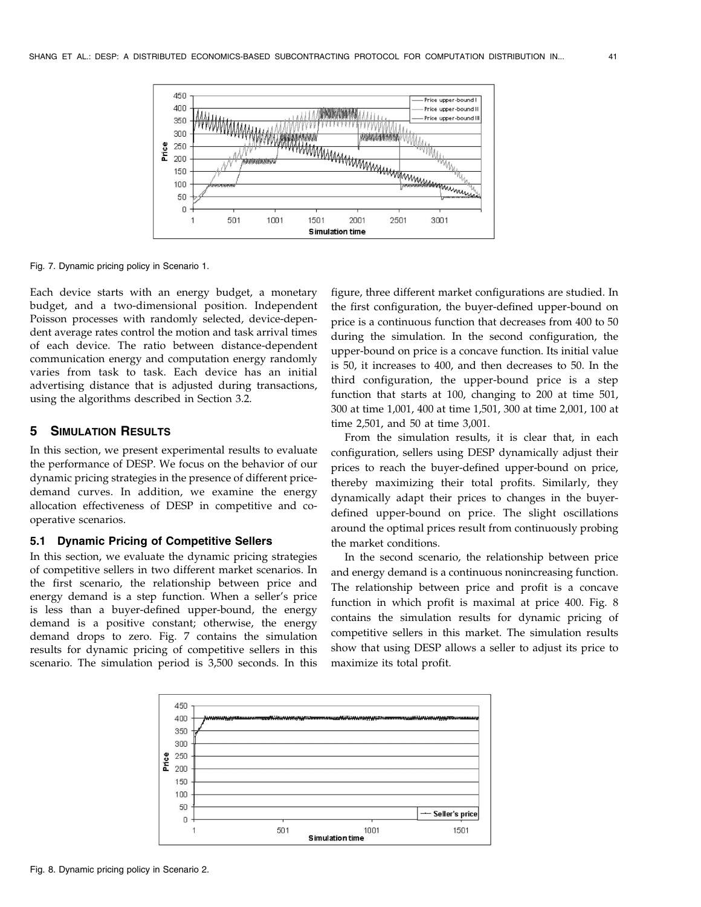Fig. 7. Dynamic pricing policy in Scenario 1.

Each device starts with an energy budget, a monetary budget, and a two-dimensional position. Independent Poisson processes with randomly selected, device-dependent average rates control the motion and task arrival times of each device. The ratio between distance-dependent communication energy and computation energy randomly varies from task to task. Each device has an initial advertising distance that is adjusted during transactions, using the algorithms described in Section 3.2.

## 5 Simulation Results

In this section, we present experimental results to evaluate the performance of DESP. We focus on the behavior of our dynamic pricing strategies in the presence of different price-demand curves. In addition, we examine the energy allocation effectiveness of DESP in competitive and cooperative scenarios.

### 5.1 Dynamic Pricing of Competitive Sellers

In this section, we evaluate the dynamic pricing strategies of competitive sellers in two different market scenarios. In the first scenario, the relationship between price and energy demand is a step function. When a seller's price is less than a buyer-defined upper-bound, the energy demand is a positive constant; otherwise, the energy demand drops to zero. Fig. 7 contains the simulation results for dynamic pricing of competitive sellers in this scenario. The simulation period is 3,500 seconds. In this figure, three different market configurations are studied. In the first configuration, the buyer-defined upper-bound on price is a continuous function that decreases from 400 to 50 during the simulation. In the second configuration, the upper-bound on price is a concave function. Its initial value is 50, it increases to 400, and then decreases to 50. In the third configuration, the upper-bound price is a step function that starts at 100, changing to 200 at time 501, 300 at time 1,001, 400 at time 1,501, 300 at time 2,001, 100 at time 2,501, and 50 at time 3,001.

From the simulation results, it is clear that, in each configuration, sellers using DESP dynamically adjust their prices to reach the buyer-defined upper-bound on price, thereby maximizing their total profits. Similarly, they dynamically adapt their prices to changes in the buyer-defined upper-bound on price. The slight oscillations around the optimal prices result from continuously probing the market conditions.

In the second scenario, the relationship between price and energy demand is a continuous nonincreasing function. The relationship between price and profit is a concave function in which profit is maximal at price 400. Fig. 8 contains the simulation results for dynamic pricing of competitive sellers in this market. The simulation results show that using DESP allows a seller to adjust its price to maximize its total profit.

Fig. 8. Dynamic pricing policy in Scenario 2.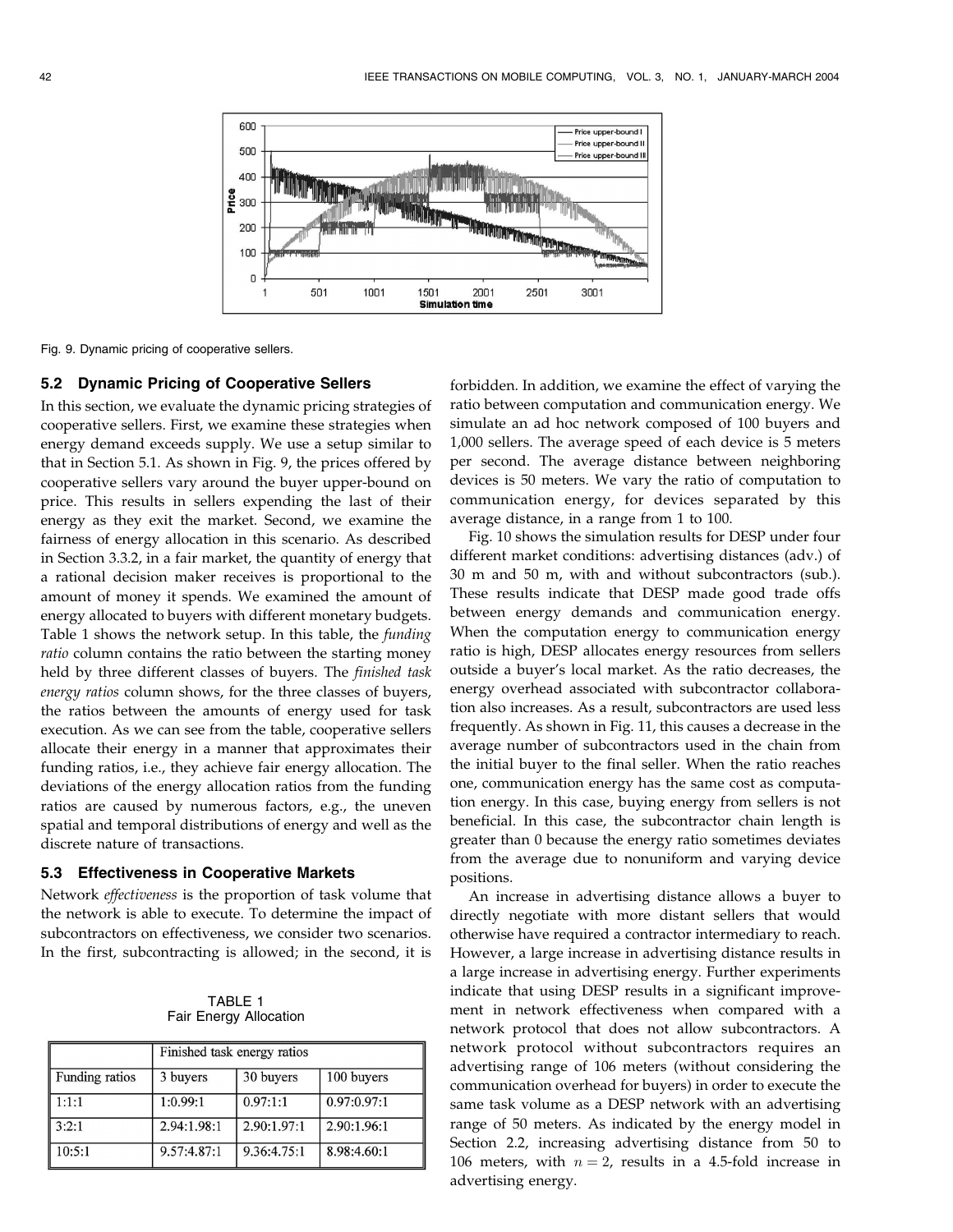Fig. 9. Dynamic pricing of cooperative sellers.

### 5.2 Dynamic Pricing of Cooperative Sellers

In this section, we evaluate the dynamic pricing strategies of cooperative sellers. First, we examine these strategies when energy demand exceeds supply. We use a setup similar to that in Section 5.1. As shown in Fig. 9, the prices offered by cooperative sellers vary around the buyer upper-bound on price. This results in sellers expending the last of their energy as they exit the market. Second, we examine the fairness of energy allocation in this scenario. As described in Section 3.3.2, in a fair market, the quantity of energy that a rational decision maker receives is proportional to the amount of money it spends. We examined the amount of energy allocated to buyers with different monetary budgets. Table 1 shows the network setup. In this table, the *funding ratio* column contains the ratio between the starting money held by three different classes of buyers. The *finished task energy ratios* column shows, for the three classes of buyers, the ratios between the amounts of energy used for task execution. As we can see from the table, cooperative sellers allocate their energy in a manner that approximates their funding ratios, i.e., they achieve fair energy allocation. The deviations of the energy allocation ratios from the funding ratios are caused by numerous factors, e.g., the uneven spatial and temporal distributions of energy and well as the discrete nature of transactions.

### 5.3 Effectiveness in Cooperative Markets

Network *effectiveness* is the proportion of task volume that the network is able to execute. To determine the impact of subcontractors on effectiveness, we consider two scenarios. In the first, subcontracting is allowed; in the second, it is forbidden. In addition, we examine the effect of varying the ratio between computation and communication energy. We simulate an ad hoc network composed of 100 buyers and 1,000 sellers. The average speed of each device is 5 meters per second. The average distance between neighboring devices is 50 meters. We vary the ratio of computation to communication energy, for devices separated by this average distance, in a range from 1 to 100.

TABLE 1
Fair Energy Allocation

| | Finished task energy ratios | | |
|---|---|---|---|
| Funding ratios | 3 buyers | 30 buyers | 100 buyers |
| 1:1:1 | 1:0.99:1 | 0.97:1:1 | 0.97:0.97:1 |
| 3:2:1 | 2.94:1.98:1 | 2.90:1.97:1 | 2.90:1.96:1 |
| 10:5:1 | 9.57:4.87:1 | 9.36:4.75:1 | 8.98:4.60:1 |

Fig. 10 shows the simulation results for DESP under four different market conditions: advertising distances (adv.) of 30 m and 50 m, with and without subcontractors (sub.). These results indicate that DESP made good trade offs between energy demands and communication energy. When the computation energy to communication energy ratio is high, DESP allocates energy resources from sellers outside a buyer's local market. As the ratio decreases, the energy overhead associated with subcontractor collaboration also increases. As a result, subcontractors are used less frequently. As shown in Fig. 11, this causes a decrease in the average number of subcontractors used in the chain from the initial buyer to the final seller. When the ratio reaches one, communication energy has the same cost as computation energy. In this case, buying energy from sellers is not beneficial. In this case, the subcontractor chain length is greater than 0 because the energy ratio sometimes deviates from the average due to nonuniform and varying device positions.

An increase in advertising distance allows a buyer to directly negotiate with more distant sellers that would otherwise have required a contractor intermediary to reach. However, a large increase in advertising distance results in a large increase in advertising energy. Further experiments indicate that using DESP results in a significant improvement in network effectiveness when compared with a network protocol that does not allow subcontractors. A network protocol without subcontractors requires an advertising range of 106 meters (without considering the communication overhead for buyers) in order to execute the same task volume as a DESP network with an advertising range of 50 meters. As indicated by the energy model in Section 2.2, increasing advertising distance from 50 to 106 meters, with $n = 2$, results in a 4.5-fold increase in advertising energy.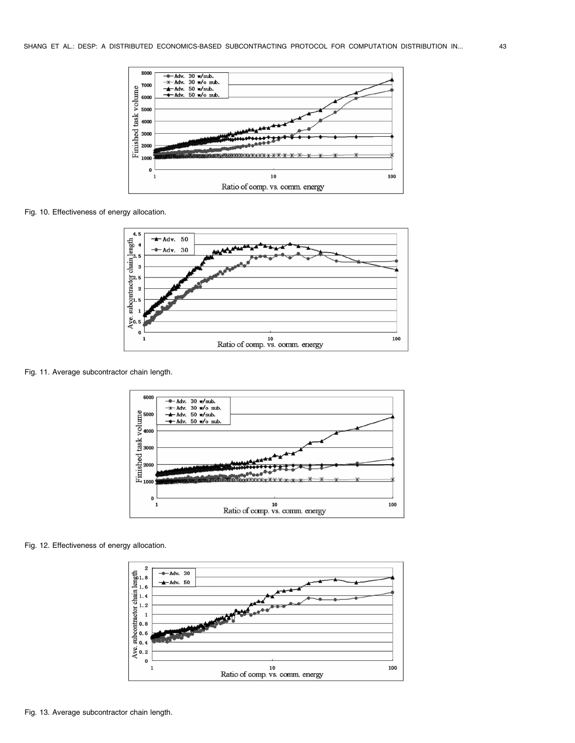Fig. 10. Effectiveness of energy allocation.

Fig. 11. Average subcontractor chain length.

Fig. 12. Effectiveness of energy allocation.

Fig. 13. Average subcontractor chain length.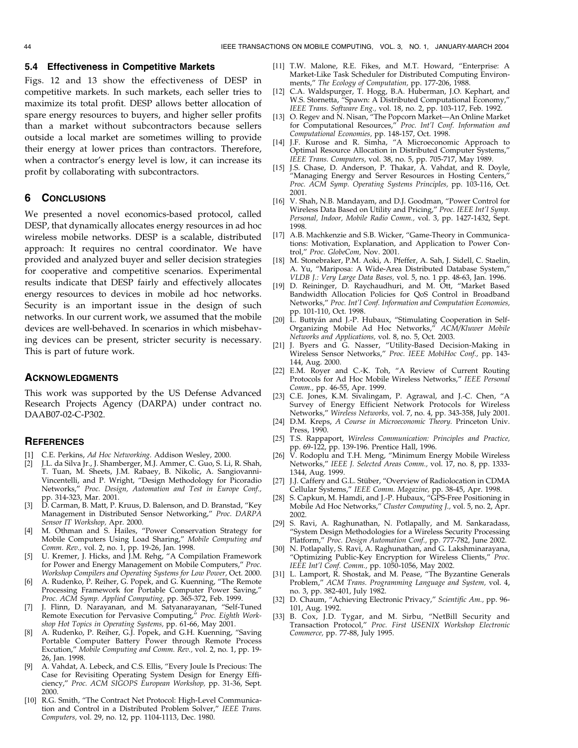### 5.4 Effectiveness in Competitive Markets

Figs. 12 and 13 show the effectiveness of DESP in competitive markets. In such markets, each seller tries to maximize its total profit. DESP allows better allocation of spare energy resources to buyers, and higher seller profits than a market without subcontractors because sellers outside a local market are sometimes willing to provide their energy at lower prices than contractors. Therefore, when a contractor's energy level is low, it can increase its profit by collaborating with subcontractors.

## 6 Conclusions

We presented a novel economics-based protocol, called DESP, that dynamically allocates energy resources in ad hoc wireless mobile networks. DESP is a scalable, distributed approach: It requires no central coordinator. We have provided and analyzed buyer and seller decision strategies for cooperative and competitive scenarios. Experimental results indicate that DESP fairly and effectively allocates energy resources to devices in mobile ad hoc networks. Security is an important issue in the design of such networks. In our current work, we assumed that the mobile devices are well-behaved. In scenarios in which misbehaving devices can be present, stricter security is necessary. This is part of future work.

## Acknowledgments

This work was supported by the US Defense Advanced Research Projects Agency (DARPA) under contract no. DAAB07-02-C-P302.

## References

[1] C.E. Perkins, *Ad Hoc Networking.* Addison Wesley, 2000.

[2] J.L. da Silva Jr., J. Shamberger, M.J. Ammer, C. Guo, S. Li, R. Shah, T. Tuan, M. Sheets, J.M. Rabaey, B. Nikolic, A. Sangiovanni-Vincentelli, and P. Wright, "Design Methodology for Picoradio Networks," *Proc. Design, Automation and Test in Europe Conf.,* pp. 314-323, Mar. 2001.

[3] D. Carman, B. Matt, P. Kruus, D. Balenson, and D. Branstad, "Key Management in Distributed Sensor Networking," *Proc. DARPA Sensor IT Workshop,* Apr. 2000.

[4] M. Othman and S. Hailes, "Power Conservation Strategy for Mobile Computers Using Load Sharing," *Mobile Computing and Comm. Rev.,* vol. 2, no. 1, pp. 19-26, Jan. 1998.

[5] U. Kremer, J. Hicks, and J.M. Rehg, "A Compilation Framework for Power and Energy Management on Mobile Computers," *Proc. Workshop Compilers and Operating Systems for Low Power,* Oct. 2000.

[6] A. Rudenko, P. Reiher, G. Popek, and G. Kuenning, "The Remote Processing Framework for Portable Computer Power Saving," *Proc. ACM Symp. Applied Computing,* pp. 365-372, Feb. 1999.

[7] J. Flinn, D. Narayanan, and M. Satyanarayanan, "Self-Tuned Remote Execution for Pervasive Computing," *Proc. Eighth Workshop Hot Topics in Operating Systems,* pp. 61-66, May 2001.

[8] A. Rudenko, P. Reiher, G.J. Popek, and G.H. Kuenning, "Saving Portable Computer Battery Power through Remote Process Excution," *Mobile Computing and Comm. Rev.,* vol. 2, no. 1, pp. 19-26, Jan. 1998.

[9] A. Vahdat, A. Lebeck, and C.S. Ellis, "Every Joule Is Precious: The Case for Revisiting Operating System Design for Energy Efficiency," *Proc. ACM SIGOPS European Workshop,* pp. 31-36, Sept. 2000.

[10] R.G. Smith, "The Contract Net Protocol: High-Level Communication and Control in a Distributed Problem Solver," *IEEE Trans. Computers,* vol. 29, no. 12, pp. 1104-1113, Dec. 1980.

[11] T.W. Malone, R.E. Fikes, and M.T. Howard, "Enterprise: A Market-Like Task Scheduler for Distributed Computing Environments," *The Ecology of Computation,* pp. 177-206, 1988.

[12] C.A. Waldspurger, T. Hogg, B.A. Huberman, J.O. Kephart, and W.S. Stornetta, "Spawn: A Distributed Computational Economy," *IEEE Trans. Software Eng.,* vol. 18, no. 2, pp. 103-117, Feb. 1992.

[13] O. Regev and N. Nisan, "The Popcorn Market—An Online Market for Computational Resources," *Proc. Int'l Conf. Information and Computational Economies,* pp. 148-157, Oct. 1998.

[14] J.F. Kurose and R. Simha, "A Microeconomic Approach to Optimal Resource Allocation in Distributed Computer Systems," *IEEE Trans. Computers,* vol. 38, no. 5, pp. 705-717, May 1989.

[15] J.S. Chase, D. Anderson, P. Thakar, A. Vahdat, and R. Doyle, "Managing Energy and Server Resources in Hosting Centers," *Proc. ACM Symp. Operating Systems Principles,* pp. 103-116, Oct. 2001.

[16] V. Shah, N.B. Mandayam, and D.J. Goodman, "Power Control for Wireless Data Based on Utility and Pricing," *Proc. IEEE Int'l Symp. Personal, Indoor, Mobile Radio Comm.,* vol. 3, pp. 1427-1432, Sept. 1998.

[17] A.B. Machkenzie and S.B. Wicker, "Game-Theory in Communications: Motivation, Explanation, and Application to Power Control," *Proc. GlobeCom,* Nov. 2001.

[18] M. Stonebraker, P.M. Aoki, A. Pfeffer, A. Sah, J. Sidell, C. Staelin, A. Yu, "Mariposa: A Wide-Area Distributed Database System," *VLDB J.: Very Large Data Bases,* vol. 5, no. 1 pp. 48-63, Jan. 1996.

[19] D. Reininger, D. Raychaudhuri, and M. Ott, "Market Based Bandwidth Allocation Policies for QoS Control in Broadband Networks," *Proc. Int'l Conf. Information and Computation Economies,* pp. 101-110, Oct. 1998.

[20] L. Buttyán and J.-P. Hubaux, "Stimulating Cooperation in Self-Organizing Mobile Ad Hoc Networks," *ACM/Kluwer Mobile Networks and Applications,* vol. 8, no. 5, Oct. 2003.

[21] J. Byers and G. Nasser, "Utility-Based Decision-Making in Wireless Sensor Networks," *Proc. IEEE MobiHoc Conf.,* pp. 143-144, Aug. 2000.

[22] E.M. Royer and C.-K. Toh, "A Review of Current Routing Protocols for Ad Hoc Mobile Wireless Networks," *IEEE Personal Comm.,* pp. 46-55, Apr. 1999.

[23] C.E. Jones, K.M. Sivalingam, P. Agrawal, and J.-C. Chen, "A Survey of Energy Efficient Network Protocols for Wireless Networks," *Wireless Networks,* vol. 7, no. 4, pp. 343-358, July 2001.

[24] D.M. Kreps, *A Course in Microeconomic Theory.* Princeton Univ. Press, 1990.

[25] T.S. Rappaport, *Wireless Communication: Principles and Practice,* pp. 69-122, pp. 139-196. Prentice Hall, 1996.

[26] V. Rodoplu and T.H. Meng, "Minimum Energy Mobile Wireless Networks," *IEEE J. Selected Areas Comm.,* vol. 17, no. 8, pp. 1333-1344, Aug. 1999.

[27] J.J. Caffery and G.L. Stüber, "Overview of Radiolocation in CDMA Cellular Systems," *IEEE Comm. Magazine,* pp. 38-45, Apr. 1998.

[28] S. Capkun, M. Hamdi, and J.-P. Hubaux, "GPS-Free Positioning in Mobile Ad Hoc Networks," *Cluster Computing J.,* vol. 5, no. 2, Apr. 2002.

[29] S. Ravi, A. Raghunathan, N. Potlapally, and M. Sankaradass, "System Design Methodologies for a Wireless Security Processing Platform," *Proc. Design Automation Conf.,* pp. 777-782, June 2002.

[30] N. Potlapally, S. Ravi, A. Raghunathan, and G. Lakshminarayana, "Optimizing Public-Key Encryption for Wireless Clients," *Proc. IEEE Int'l Conf. Comm.,* pp. 1050-1056, May 2002.

[31] L. Lamport, R. Shostak, and M. Pease, "The Byzantine Generals Problem," *ACM Trans. Programming Language and System,* vol. 4, no. 3, pp. 382-401, July 1982.

[32] D. Chaum, "Achieving Electronic Privacy," *Scientific Am.,* pp. 96-101, Aug. 1992.

[33] B. Cox, J.D. Tygar, and M. Sirbu, "NetBill Security and Transaction Protocol," *Proc. First USENIX Workshop Electronic Commerce,* pp. 77-88, July 1995.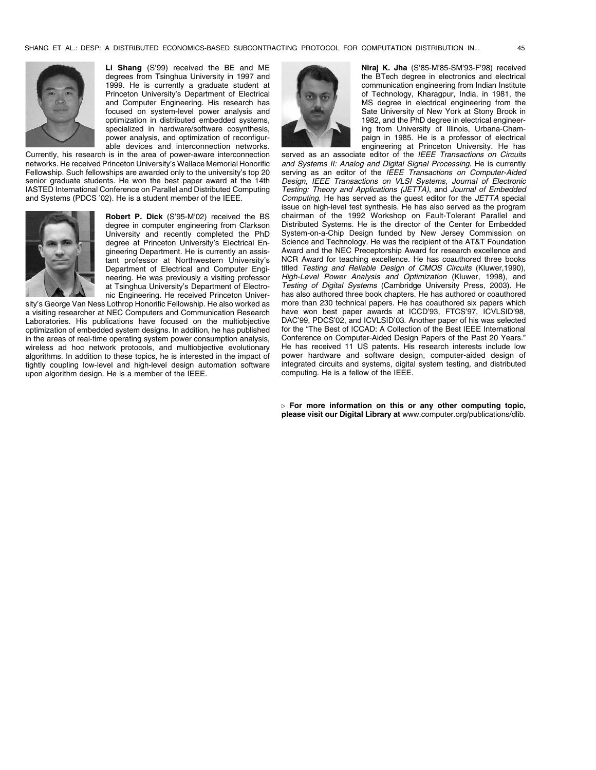**Li Shang** (S'99) received the BE and ME degrees from Tsinghua University in 1997 and 1999. He is currently a graduate student at Princeton University's Department of Electrical and Computer Engineering. His research has focused on system-level power analysis and optimization in distributed embedded systems, specialized in hardware/software cosynthesis, power analysis, and optimization of reconfigurable devices and interconnection networks. Currently, his research is in the area of power-aware interconnection networks. He received Princeton University's Wallace Memorial Honorific Fellowship. Such fellowships are awarded only to the university's top 20 senior graduate students. He won the best paper award at the 14th IASTED International Conference on Parallel and Distributed Computing and Systems (PDCS '02). He is a student member of the IEEE.

**Robert P. Dick** (S'95-M'02) received the BS degree in computer engineering from Clarkson University and recently completed the PhD degree at Princeton University's Electrical Engineering Department. He is currently an assistant professor at Northwestern University's Department of Electrical and Computer Engineering. He was previously a visiting professor at Tsinghua University's Department of Electronic Engineering. He received Princeton University's George Van Ness Lothrop Honorific Fellowship. He also worked as a visiting researcher at NEC Computers and Communication Research Laboratories. His publications have focused on the multiobjective optimization of embedded system designs. In addition, he has published in the areas of real-time operating system power consumption analysis, wireless ad hoc network protocols, and multiobjective evolutionary algorithms. In addition to these topics, he is interested in the impact of tightly coupling low-level and high-level design automation software upon algorithm design. He is a member of the IEEE.

**Niraj K. Jha** (S'85-M'85-SM'93-F'98) received the BTech degree in electronics and electrical communication engineering from Indian Institute of Technology, Kharagpur, India, in 1981, the MS degree in electrical engineering from the Sate University of New York at Stony Brook in 1982, and the PhD degree in electrical engineering from University of Illinois, Urbana-Champaign in 1985. He is a professor of electrical engineering at Princeton University. He has served as an associate editor of the *IEEE Transactions on Circuits and Systems II: Analog and Digital Signal Processing*. He is currently serving as an editor of the *IEEE Transactions on Computer-Aided Design*, *IEEE Transactions on VLSI Systems*, *Journal of Electronic Testing: Theory and Applications (JETTA)*, and *Journal of Embedded Computing*. He has served as the guest editor for the *JETTA* special issue on high-level test synthesis. He has also served as the program chairman of the 1992 Workshop on Fault-Tolerant Parallel and Distributed Systems. He is the director of the Center for Embedded System-on-a-Chip Design funded by New Jersey Commission on Science and Technology. He was the recipient of the AT&T Foundation Award and the NEC Preceptorship Award for research excellence and NCR Award for teaching excellence. He has coauthored three books titled *Testing and Reliable Design of CMOS Circuits* (Kluwer,1990), *High-Level Power Analysis and Optimization* (Kluwer, 1998), and *Testing of Digital Systems* (Cambridge University Press, 2003). He has also authored three book chapters. He has authored or coauthored more than 230 technical papers. He has coauthored six papers which have won best paper awards at ICCD'93, FTCS'97, ICVLSID'98, DAC'99, PDCS'02, and ICVLSID'03. Another paper of his was selected for the "The Best of ICCAD: A Collection of the Best IEEE International Conference on Computer-Aided Design Papers of the Past 20 Years." He has received 11 US patents. His research interests include low power hardware and software design, computer-aided design of integrated circuits and systems, digital system testing, and distributed computing. He is a fellow of the IEEE.

▷ **For more information on this or any other computing topic, please visit our Digital Library at** www.computer.org/publications/dlib.